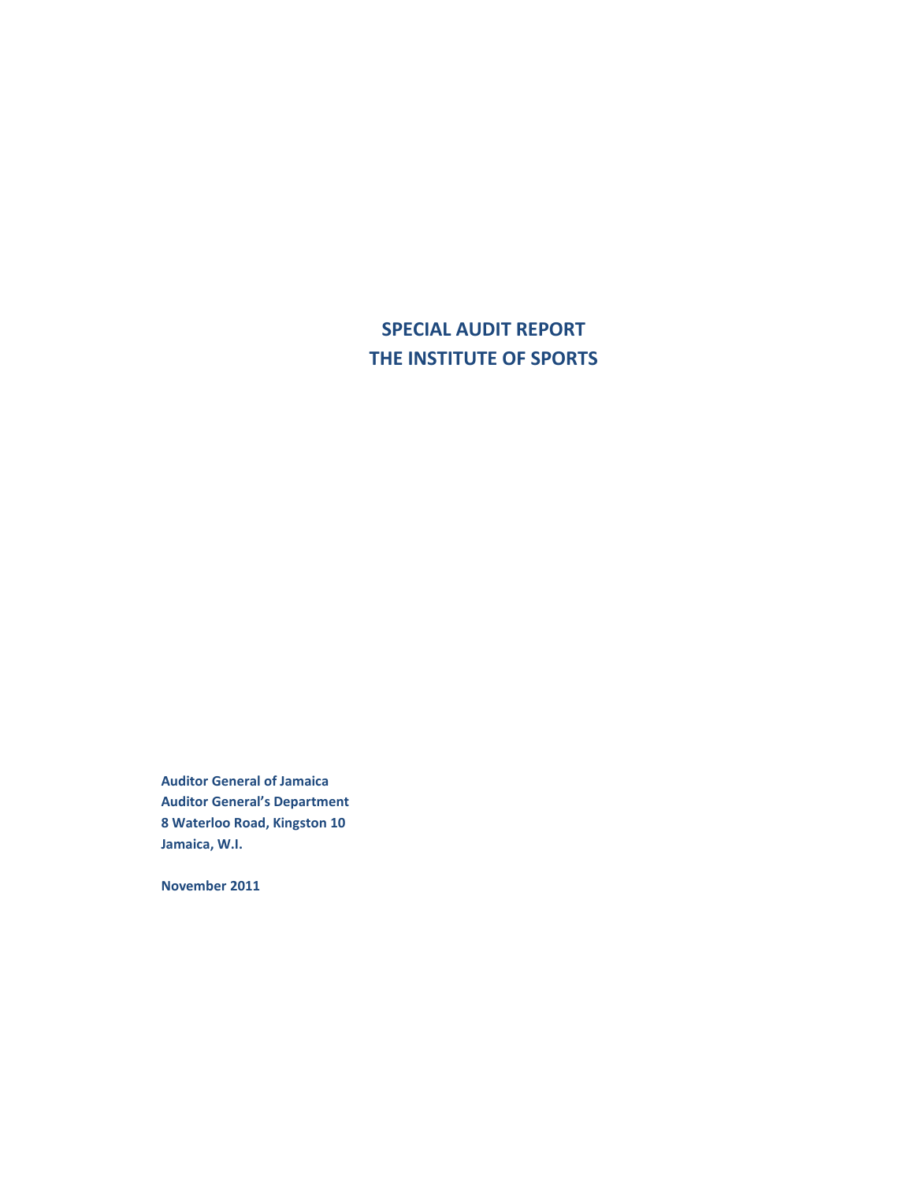# SPECIAL AUDIT REPORT
# THE INSTITUTE OF SPORTS

**Auditor General of Jamaica**
**Auditor General's Department**
**8 Waterloo Road, Kingston 10**
**Jamaica, W.I.**

**November 2011**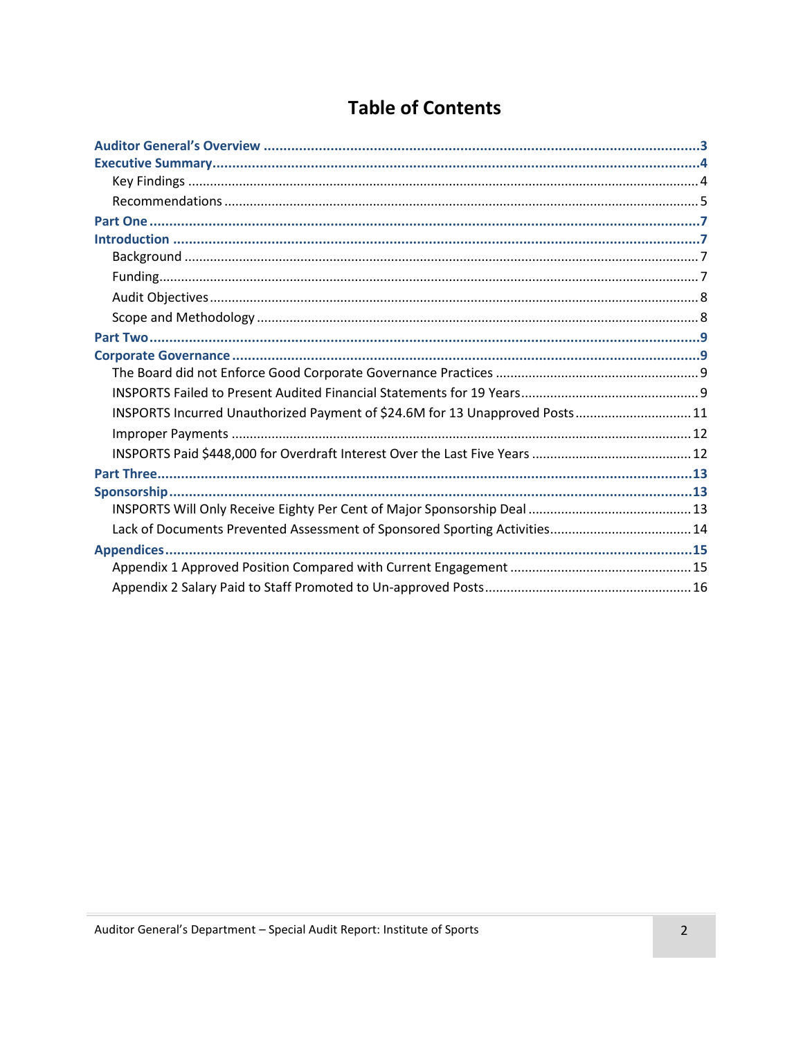# Table of Contents

**Auditor General's Overview** .......... 3

**Executive Summary** .......... 4

- Key Findings .......... 4
- Recommendations .......... 5

**Part One** .......... 7

**Introduction** .......... 7

- Background .......... 7
- Funding .......... 7
- Audit Objectives .......... 8
- Scope and Methodology .......... 8

**Part Two** .......... 9

**Corporate Governance** .......... 9

- The Board did not Enforce Good Corporate Governance Practices .......... 9
- INSPORTS Failed to Present Audited Financial Statements for 19 Years .......... 9
- INSPORTS Incurred Unauthorized Payment of $24.6M for 13 Unapproved Posts .......... 11
- Improper Payments .......... 12
- INSPORTS Paid $448,000 for Overdraft Interest Over the Last Five Years .......... 12

**Part Three** .......... 13

**Sponsorship** .......... 13

- INSPORTS Will Only Receive Eighty Per Cent of Major Sponsorship Deal .......... 13
- Lack of Documents Prevented Assessment of Sponsored Sporting Activities .......... 14

**Appendices** .......... 15

- Appendix 1 Approved Position Compared with Current Engagement .......... 15
- Appendix 2 Salary Paid to Staff Promoted to Un-approved Posts .......... 16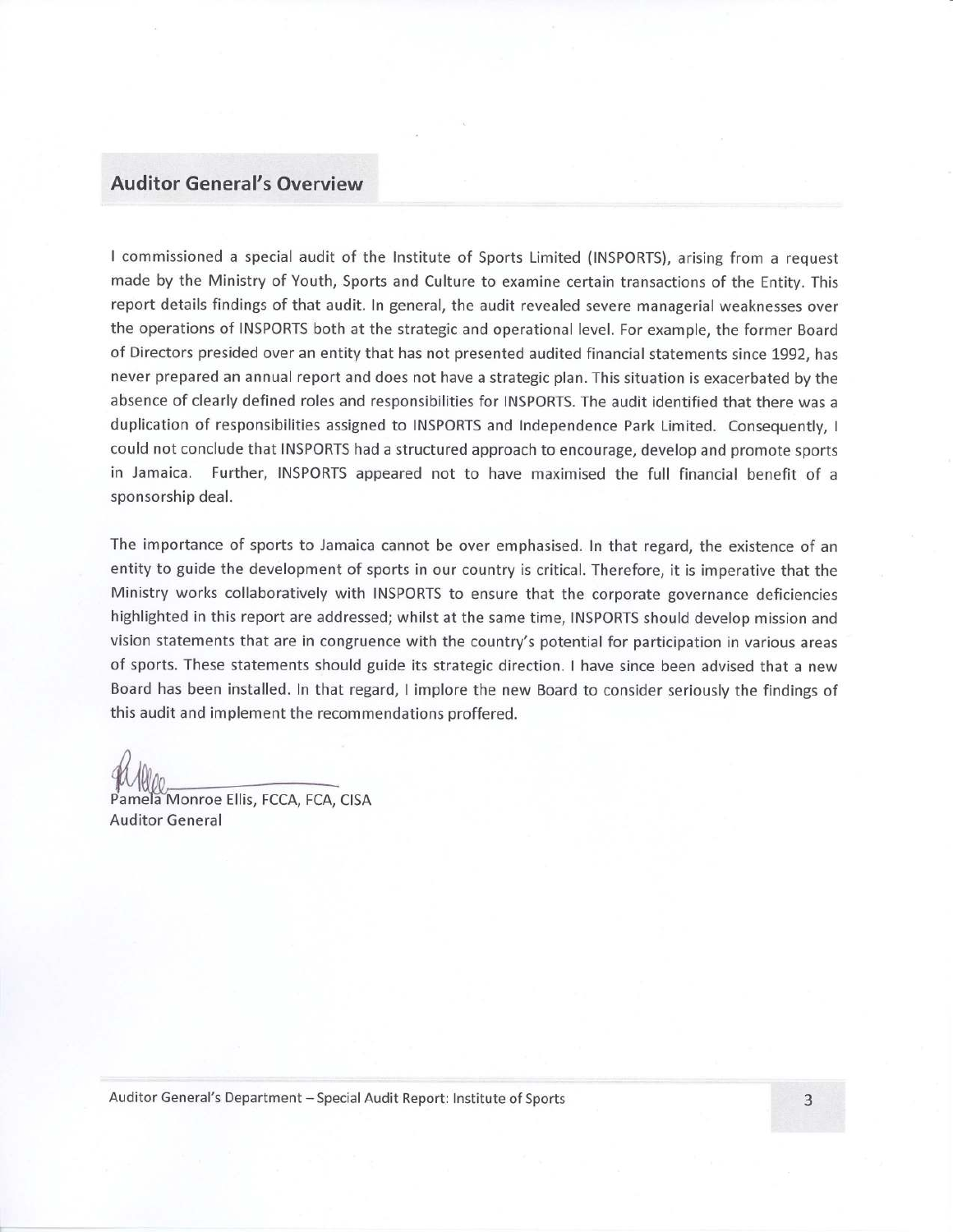## Auditor General's Overview

I commissioned a special audit of the Institute of Sports Limited (INSPORTS), arising from a request made by the Ministry of Youth, Sports and Culture to examine certain transactions of the Entity. This report details findings of that audit. In general, the audit revealed severe managerial weaknesses over the operations of INSPORTS both at the strategic and operational level. For example, the former Board of Directors presided over an entity that has not presented audited financial statements since 1992, has never prepared an annual report and does not have a strategic plan. This situation is exacerbated by the absence of clearly defined roles and responsibilities for INSPORTS. The audit identified that there was a duplication of responsibilities assigned to INSPORTS and Independence Park Limited. Consequently, I could not conclude that INSPORTS had a structured approach to encourage, develop and promote sports in Jamaica. Further, INSPORTS appeared not to have maximised the full financial benefit of a sponsorship deal.

The importance of sports to Jamaica cannot be over emphasised. In that regard, the existence of an entity to guide the development of sports in our country is critical. Therefore, it is imperative that the Ministry works collaboratively with INSPORTS to ensure that the corporate governance deficiencies highlighted in this report are addressed; whilst at the same time, INSPORTS should develop mission and vision statements that are in congruence with the country's potential for participation in various areas of sports. These statements should guide its strategic direction. I have since been advised that a new Board has been installed. In that regard, I implore the new Board to consider seriously the findings of this audit and implement the recommendations proffered.

Pamela Monroe Ellis, FCCA, FCA, CISA
Auditor General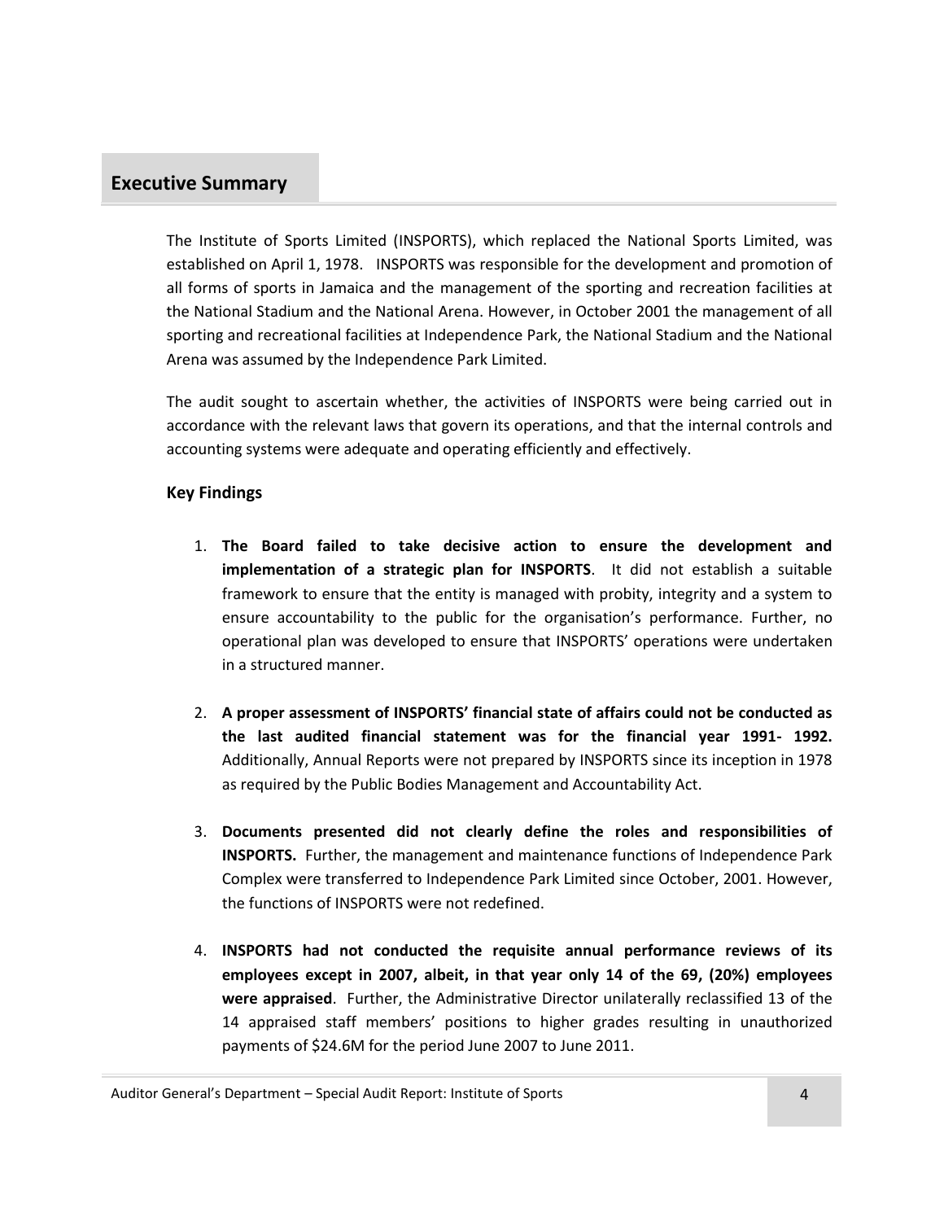## Executive Summary

The Institute of Sports Limited (INSPORTS), which replaced the National Sports Limited, was established on April 1, 1978. INSPORTS was responsible for the development and promotion of all forms of sports in Jamaica and the management of the sporting and recreation facilities at the National Stadium and the National Arena. However, in October 2001 the management of all sporting and recreational facilities at Independence Park, the National Stadium and the National Arena was assumed by the Independence Park Limited.

The audit sought to ascertain whether, the activities of INSPORTS were being carried out in accordance with the relevant laws that govern its operations, and that the internal controls and accounting systems were adequate and operating efficiently and effectively.

### Key Findings

1. **The Board failed to take decisive action to ensure the development and implementation of a strategic plan for INSPORTS**. It did not establish a suitable framework to ensure that the entity is managed with probity, integrity and a system to ensure accountability to the public for the organisation's performance. Further, no operational plan was developed to ensure that INSPORTS' operations were undertaken in a structured manner.

2. **A proper assessment of INSPORTS' financial state of affairs could not be conducted as the last audited financial statement was for the financial year 1991- 1992.** Additionally, Annual Reports were not prepared by INSPORTS since its inception in 1978 as required by the Public Bodies Management and Accountability Act.

3. **Documents presented did not clearly define the roles and responsibilities of INSPORTS.** Further, the management and maintenance functions of Independence Park Complex were transferred to Independence Park Limited since October, 2001. However, the functions of INSPORTS were not redefined.

4. **INSPORTS had not conducted the requisite annual performance reviews of its employees except in 2007, albeit, in that year only 14 of the 69, (20%) employees were appraised**. Further, the Administrative Director unilaterally reclassified 13 of the 14 appraised staff members' positions to higher grades resulting in unauthorized payments of $24.6M for the period June 2007 to June 2011.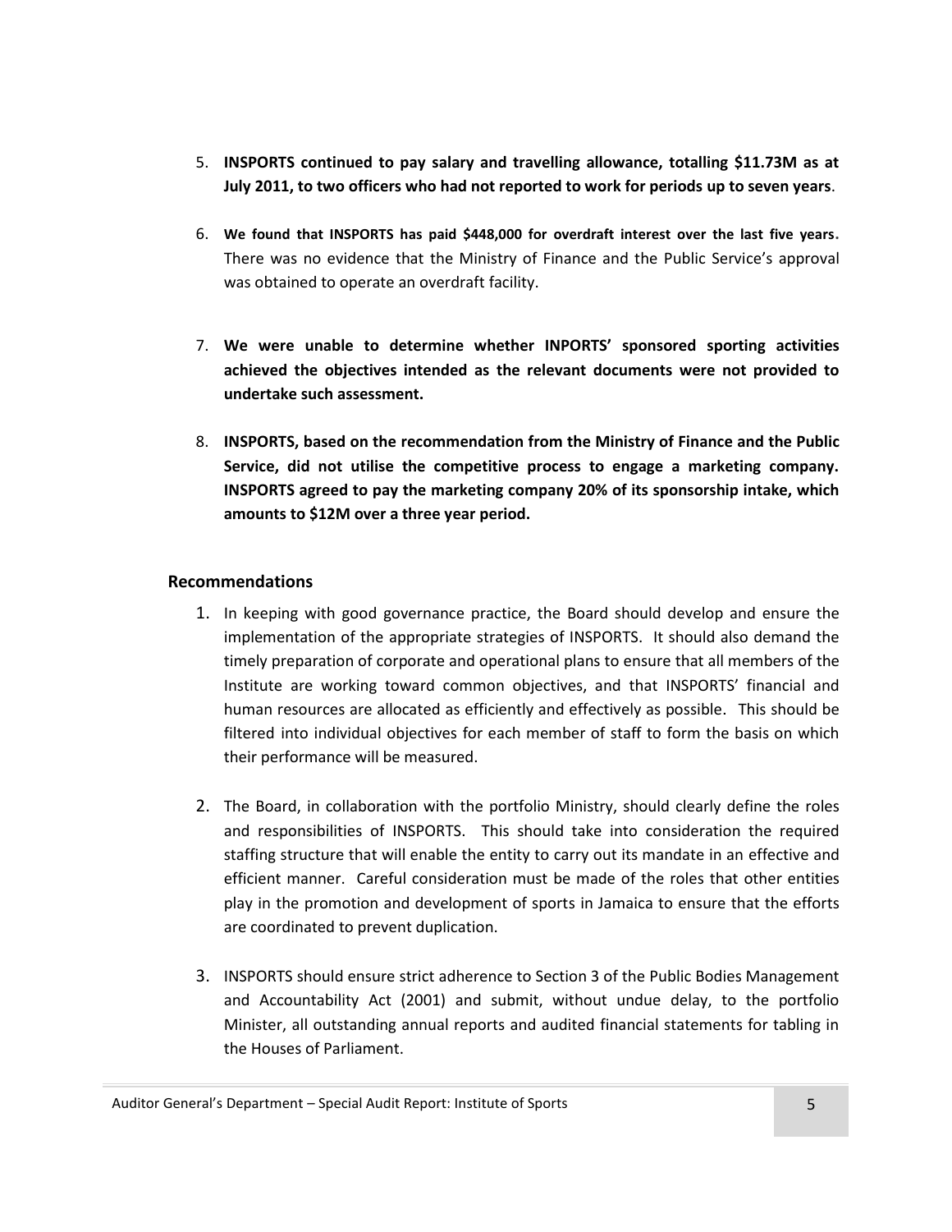5. **INSPORTS continued to pay salary and travelling allowance, totalling $11.73M as at July 2011, to two officers who had not reported to work for periods up to seven years**.

6. **We found that INSPORTS has paid $448,000 for overdraft interest over the last five years.** There was no evidence that the Ministry of Finance and the Public Service's approval was obtained to operate an overdraft facility.

7. **We were unable to determine whether INPORTS' sponsored sporting activities achieved the objectives intended as the relevant documents were not provided to undertake such assessment.**

8. **INSPORTS, based on the recommendation from the Ministry of Finance and the Public Service, did not utilise the competitive process to engage a marketing company. INSPORTS agreed to pay the marketing company 20% of its sponsorship intake, which amounts to $12M over a three year period.**

### Recommendations

1. In keeping with good governance practice, the Board should develop and ensure the implementation of the appropriate strategies of INSPORTS. It should also demand the timely preparation of corporate and operational plans to ensure that all members of the Institute are working toward common objectives, and that INSPORTS' financial and human resources are allocated as efficiently and effectively as possible. This should be filtered into individual objectives for each member of staff to form the basis on which their performance will be measured.

2. The Board, in collaboration with the portfolio Ministry, should clearly define the roles and responsibilities of INSPORTS. This should take into consideration the required staffing structure that will enable the entity to carry out its mandate in an effective and efficient manner. Careful consideration must be made of the roles that other entities play in the promotion and development of sports in Jamaica to ensure that the efforts are coordinated to prevent duplication.

3. INSPORTS should ensure strict adherence to Section 3 of the Public Bodies Management and Accountability Act (2001) and submit, without undue delay, to the portfolio Minister, all outstanding annual reports and audited financial statements for tabling in the Houses of Parliament.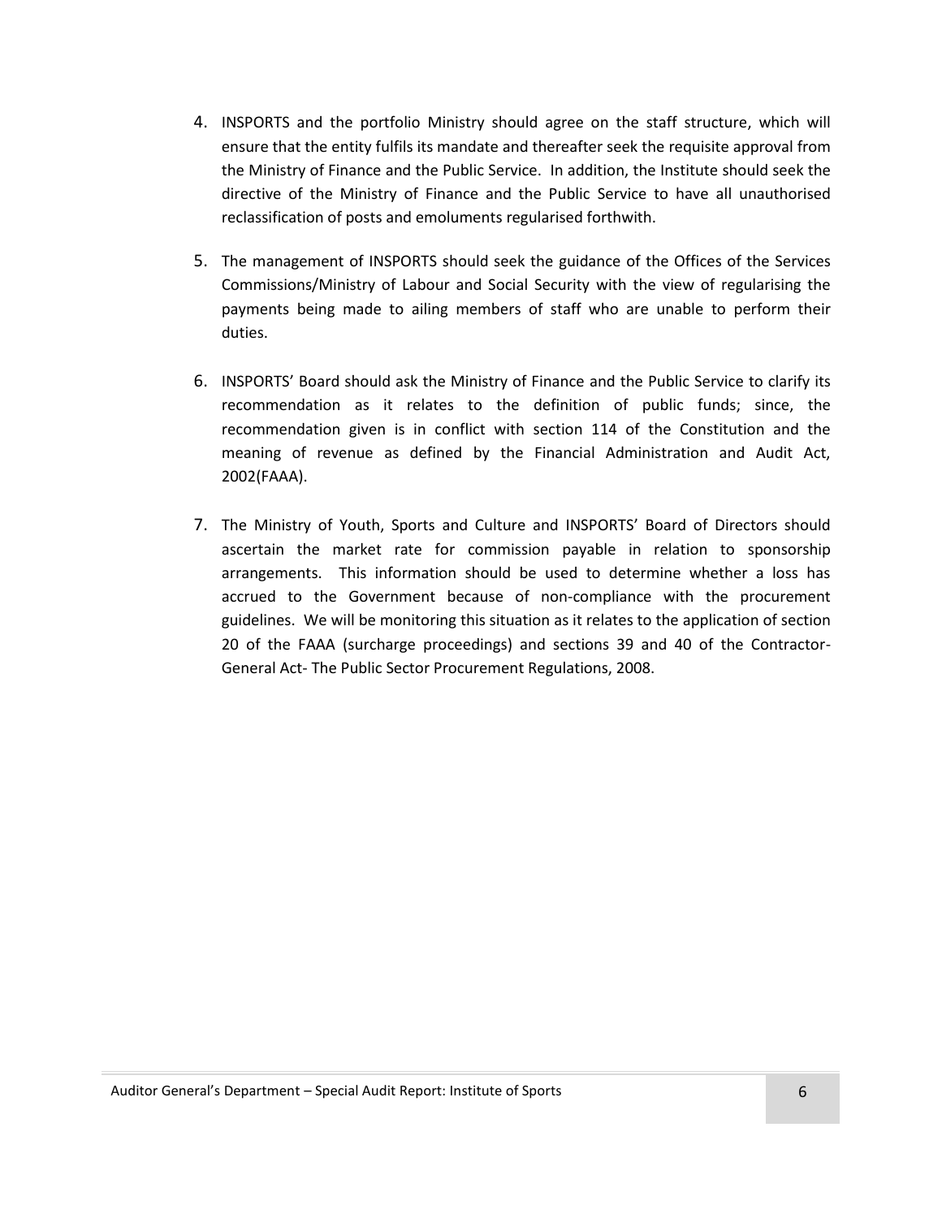4. INSPORTS and the portfolio Ministry should agree on the staff structure, which will ensure that the entity fulfils its mandate and thereafter seek the requisite approval from the Ministry of Finance and the Public Service. In addition, the Institute should seek the directive of the Ministry of Finance and the Public Service to have all unauthorised reclassification of posts and emoluments regularised forthwith.

5. The management of INSPORTS should seek the guidance of the Offices of the Services Commissions/Ministry of Labour and Social Security with the view of regularising the payments being made to ailing members of staff who are unable to perform their duties.

6. INSPORTS' Board should ask the Ministry of Finance and the Public Service to clarify its recommendation as it relates to the definition of public funds; since, the recommendation given is in conflict with section 114 of the Constitution and the meaning of revenue as defined by the Financial Administration and Audit Act, 2002(FAAA).

7. The Ministry of Youth, Sports and Culture and INSPORTS' Board of Directors should ascertain the market rate for commission payable in relation to sponsorship arrangements. This information should be used to determine whether a loss has accrued to the Government because of non-compliance with the procurement guidelines. We will be monitoring this situation as it relates to the application of section 20 of the FAAA (surcharge proceedings) and sections 39 and 40 of the Contractor-General Act- The Public Sector Procurement Regulations, 2008.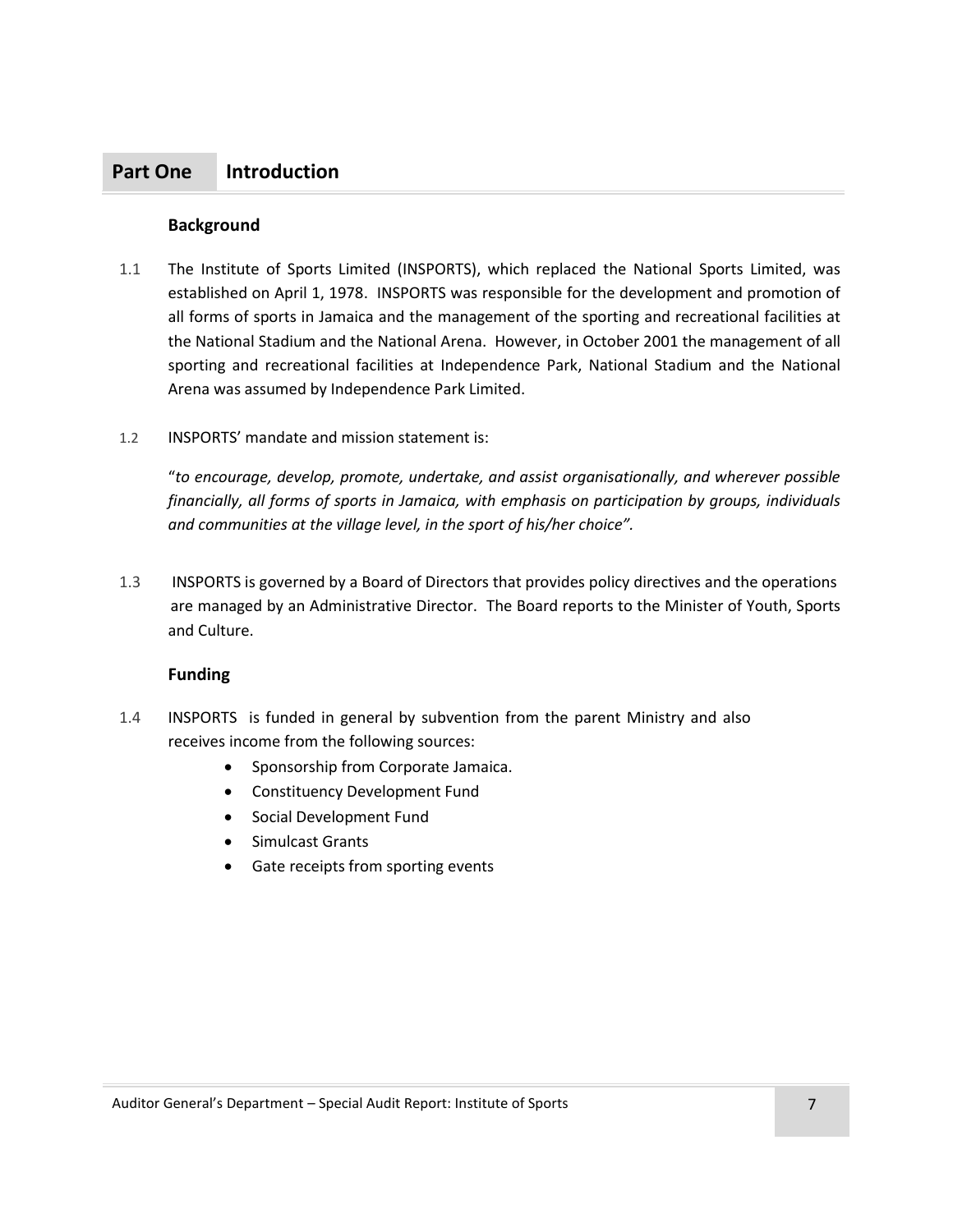# Part One Introduction

## Background

1.1 The Institute of Sports Limited (INSPORTS), which replaced the National Sports Limited, was established on April 1, 1978. INSPORTS was responsible for the development and promotion of all forms of sports in Jamaica and the management of the sporting and recreational facilities at the National Stadium and the National Arena. However, in October 2001 the management of all sporting and recreational facilities at Independence Park, National Stadium and the National Arena was assumed by Independence Park Limited.

1.2 INSPORTS' mandate and mission statement is:

"*to encourage, develop, promote, undertake, and assist organisationally, and wherever possible financially, all forms of sports in Jamaica, with emphasis on participation by groups, individuals and communities at the village level, in the sport of his/her choice".*

1.3 INSPORTS is governed by a Board of Directors that provides policy directives and the operations are managed by an Administrative Director. The Board reports to the Minister of Youth, Sports and Culture.

## Funding

1.4 INSPORTS is funded in general by subvention from the parent Ministry and also receives income from the following sources:

- Sponsorship from Corporate Jamaica.
- Constituency Development Fund
- Social Development Fund
- Simulcast Grants
- Gate receipts from sporting events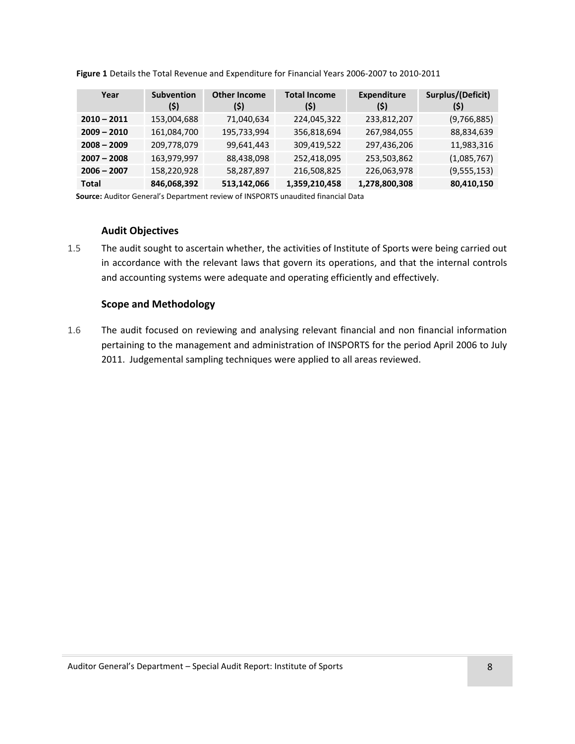**Figure 1** Details the Total Revenue and Expenditure for Financial Years 2006-2007 to 2010-2011

| Year | Subvention ($) | Other Income ($) | Total Income ($) | Expenditure ($) | Surplus/(Deficit) ($) |
|---|---|---|---|---|---|
| **2010 – 2011** | 153,004,688 | 71,040,634 | 224,045,322 | 233,812,207 | (9,766,885) |
| **2009 – 2010** | 161,084,700 | 195,733,994 | 356,818,694 | 267,984,055 | 88,834,639 |
| **2008 – 2009** | 209,778,079 | 99,641,443 | 309,419,522 | 297,436,206 | 11,983,316 |
| **2007 – 2008** | 163,979,997 | 88,438,098 | 252,418,095 | 253,503,862 | (1,085,767) |
| **2006 – 2007** | 158,220,928 | 58,287,897 | 216,508,825 | 226,063,978 | (9,555,153) |
| **Total** | **846,068,392** | **513,142,066** | **1,359,210,458** | **1,278,800,308** | **80,410,150** |

**Source:** Auditor General's Department review of INSPORTS unaudited financial Data

### Audit Objectives

1.5 The audit sought to ascertain whether, the activities of Institute of Sports were being carried out in accordance with the relevant laws that govern its operations, and that the internal controls and accounting systems were adequate and operating efficiently and effectively.

### Scope and Methodology

1.6 The audit focused on reviewing and analysing relevant financial and non financial information pertaining to the management and administration of INSPORTS for the period April 2006 to July 2011. Judgemental sampling techniques were applied to all areas reviewed.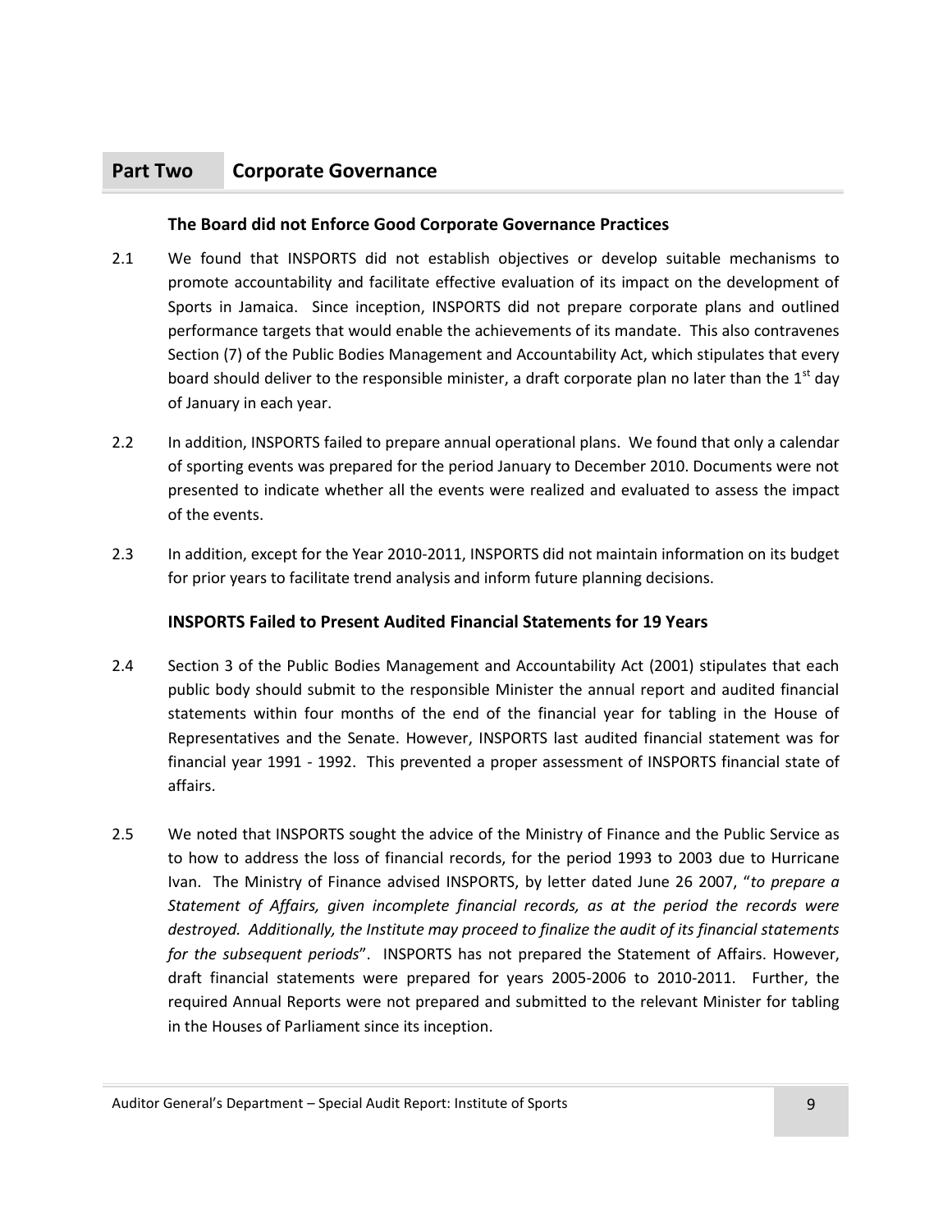## Part Two Corporate Governance

### The Board did not Enforce Good Corporate Governance Practices

2.1 We found that INSPORTS did not establish objectives or develop suitable mechanisms to promote accountability and facilitate effective evaluation of its impact on the development of Sports in Jamaica. Since inception, INSPORTS did not prepare corporate plans and outlined performance targets that would enable the achievements of its mandate. This also contravenes Section (7) of the Public Bodies Management and Accountability Act, which stipulates that every board should deliver to the responsible minister, a draft corporate plan no later than the 1st day of January in each year.

2.2 In addition, INSPORTS failed to prepare annual operational plans. We found that only a calendar of sporting events was prepared for the period January to December 2010. Documents were not presented to indicate whether all the events were realized and evaluated to assess the impact of the events.

2.3 In addition, except for the Year 2010-2011, INSPORTS did not maintain information on its budget for prior years to facilitate trend analysis and inform future planning decisions.

### INSPORTS Failed to Present Audited Financial Statements for 19 Years

2.4 Section 3 of the Public Bodies Management and Accountability Act (2001) stipulates that each public body should submit to the responsible Minister the annual report and audited financial statements within four months of the end of the financial year for tabling in the House of Representatives and the Senate. However, INSPORTS last audited financial statement was for financial year 1991 - 1992. This prevented a proper assessment of INSPORTS financial state of affairs.

2.5 We noted that INSPORTS sought the advice of the Ministry of Finance and the Public Service as to how to address the loss of financial records, for the period 1993 to 2003 due to Hurricane Ivan. The Ministry of Finance advised INSPORTS, by letter dated June 26 2007, "*to prepare a Statement of Affairs, given incomplete financial records, as at the period the records were destroyed. Additionally, the Institute may proceed to finalize the audit of its financial statements for the subsequent periods*". INSPORTS has not prepared the Statement of Affairs. However, draft financial statements were prepared for years 2005-2006 to 2010-2011. Further, the required Annual Reports were not prepared and submitted to the relevant Minister for tabling in the Houses of Parliament since its inception.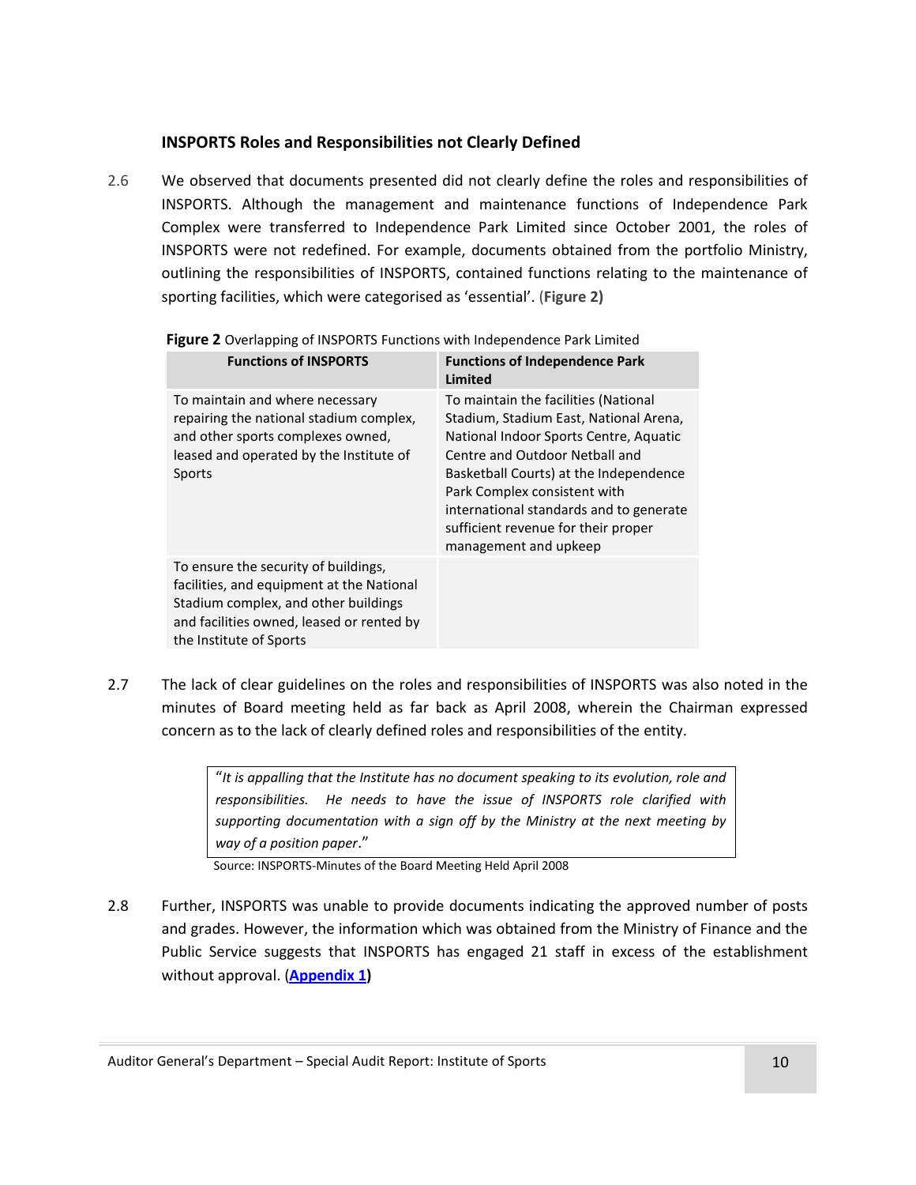### INSPORTS Roles and Responsibilities not Clearly Defined

2.6 We observed that documents presented did not clearly define the roles and responsibilities of INSPORTS. Although the management and maintenance functions of Independence Park Complex were transferred to Independence Park Limited since October 2001, the roles of INSPORTS were not redefined. For example, documents obtained from the portfolio Ministry, outlining the responsibilities of INSPORTS, contained functions relating to the maintenance of sporting facilities, which were categorised as 'essential'. (**Figure 2**)

**Figure 2** Overlapping of INSPORTS Functions with Independence Park Limited

| Functions of INSPORTS | Functions of Independence Park Limited |
|---|---|
| To maintain and where necessary repairing the national stadium complex, and other sports complexes owned, leased and operated by the Institute of Sports | To maintain the facilities (National Stadium, Stadium East, National Arena, National Indoor Sports Centre, Aquatic Centre and Outdoor Netball and Basketball Courts) at the Independence Park Complex consistent with international standards and to generate sufficient revenue for their proper management and upkeep |
| To ensure the security of buildings, facilities, and equipment at the National Stadium complex, and other buildings and facilities owned, leased or rented by the Institute of Sports | |

2.7 The lack of clear guidelines on the roles and responsibilities of INSPORTS was also noted in the minutes of Board meeting held as far back as April 2008, wherein the Chairman expressed concern as to the lack of clearly defined roles and responsibilities of the entity.

> "*It is appalling that the Institute has no document speaking to its evolution, role and responsibilities. He needs to have the issue of INSPORTS role clarified with supporting documentation with a sign off by the Ministry at the next meeting by way of a position paper*."

Source: INSPORTS-Minutes of the Board Meeting Held April 2008

2.8 Further, INSPORTS was unable to provide documents indicating the approved number of posts and grades. However, the information which was obtained from the Ministry of Finance and the Public Service suggests that INSPORTS has engaged 21 staff in excess of the establishment without approval. (**Appendix 1**)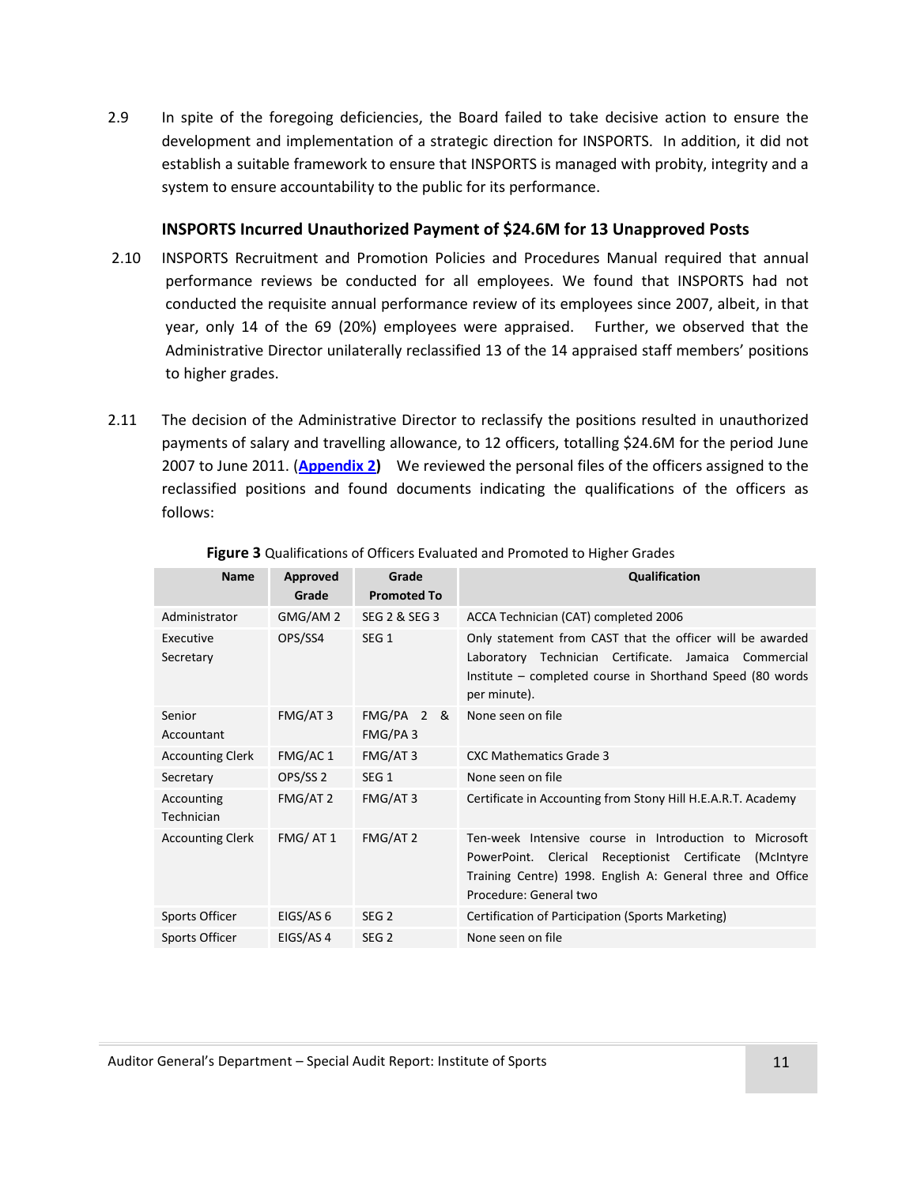2.9 In spite of the foregoing deficiencies, the Board failed to take decisive action to ensure the development and implementation of a strategic direction for INSPORTS. In addition, it did not establish a suitable framework to ensure that INSPORTS is managed with probity, integrity and a system to ensure accountability to the public for its performance.

### INSPORTS Incurred Unauthorized Payment of $24.6M for 13 Unapproved Posts

2.10 INSPORTS Recruitment and Promotion Policies and Procedures Manual required that annual performance reviews be conducted for all employees. We found that INSPORTS had not conducted the requisite annual performance review of its employees since 2007, albeit, in that year, only 14 of the 69 (20%) employees were appraised. Further, we observed that the Administrative Director unilaterally reclassified 13 of the 14 appraised staff members' positions to higher grades.

2.11 The decision of the Administrative Director to reclassify the positions resulted in unauthorized payments of salary and travelling allowance, to 12 officers, totalling $24.6M for the period June 2007 to June 2011. (**Appendix 2**) We reviewed the personal files of the officers assigned to the reclassified positions and found documents indicating the qualifications of the officers as follows:

**Figure 3** Qualifications of Officers Evaluated and Promoted to Higher Grades

| Name | Approved Grade | Grade Promoted To | Qualification |
|---|---|---|---|
| Administrator | GMG/AM 2 | SEG 2 & SEG 3 | ACCA Technician (CAT) completed 2006 |
| Executive Secretary | OPS/SS4 | SEG 1 | Only statement from CAST that the officer will be awarded Laboratory Technician Certificate. Jamaica Commercial Institute – completed course in Shorthand Speed (80 words per minute). |
| Senior Accountant | FMG/AT 3 | FMG/PA 2 & FMG/PA 3 | None seen on file |
| Accounting Clerk | FMG/AC 1 | FMG/AT 3 | CXC Mathematics Grade 3 |
| Secretary | OPS/SS 2 | SEG 1 | None seen on file |
| Accounting Technician | FMG/AT 2 | FMG/AT 3 | Certificate in Accounting from Stony Hill H.E.A.R.T. Academy |
| Accounting Clerk | FMG/ AT 1 | FMG/AT 2 | Ten-week Intensive course in Introduction to Microsoft PowerPoint. Clerical Receptionist Certificate (McIntyre Training Centre) 1998. English A: General three and Office Procedure: General two |
| Sports Officer | EIGS/AS 6 | SEG 2 | Certification of Participation (Sports Marketing) |
| Sports Officer | EIGS/AS 4 | SEG 2 | None seen on file |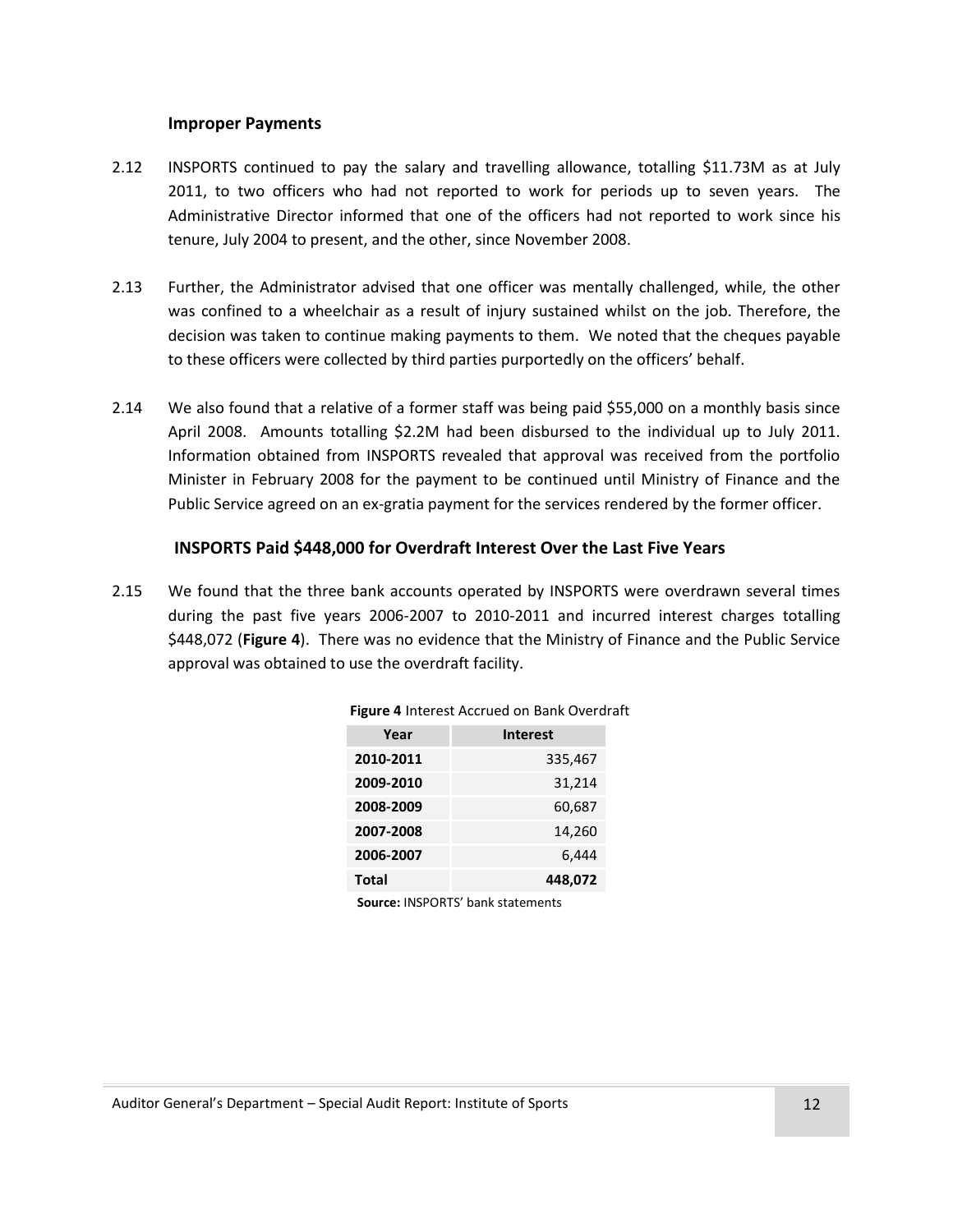### Improper Payments

2.12 INSPORTS continued to pay the salary and travelling allowance, totalling $11.73M as at July 2011, to two officers who had not reported to work for periods up to seven years. The Administrative Director informed that one of the officers had not reported to work since his tenure, July 2004 to present, and the other, since November 2008.

2.13 Further, the Administrator advised that one officer was mentally challenged, while, the other was confined to a wheelchair as a result of injury sustained whilst on the job. Therefore, the decision was taken to continue making payments to them. We noted that the cheques payable to these officers were collected by third parties purportedly on the officers' behalf.

2.14 We also found that a relative of a former staff was being paid $55,000 on a monthly basis since April 2008. Amounts totalling $2.2M had been disbursed to the individual up to July 2011. Information obtained from INSPORTS revealed that approval was received from the portfolio Minister in February 2008 for the payment to be continued until Ministry of Finance and the Public Service agreed on an ex-gratia payment for the services rendered by the former officer.

### INSPORTS Paid $448,000 for Overdraft Interest Over the Last Five Years

2.15 We found that the three bank accounts operated by INSPORTS were overdrawn several times during the past five years 2006-2007 to 2010-2011 and incurred interest charges totalling $448,072 (**Figure 4**). There was no evidence that the Ministry of Finance and the Public Service approval was obtained to use the overdraft facility.

**Figure 4** Interest Accrued on Bank Overdraft

| Year | Interest |
|---|---:|
| **2010-2011** | 335,467 |
| **2009-2010** | 31,214 |
| **2008-2009** | 60,687 |
| **2007-2008** | 14,260 |
| **2006-2007** | 6,444 |
| **Total** | **448,072** |

**Source:** INSPORTS' bank statements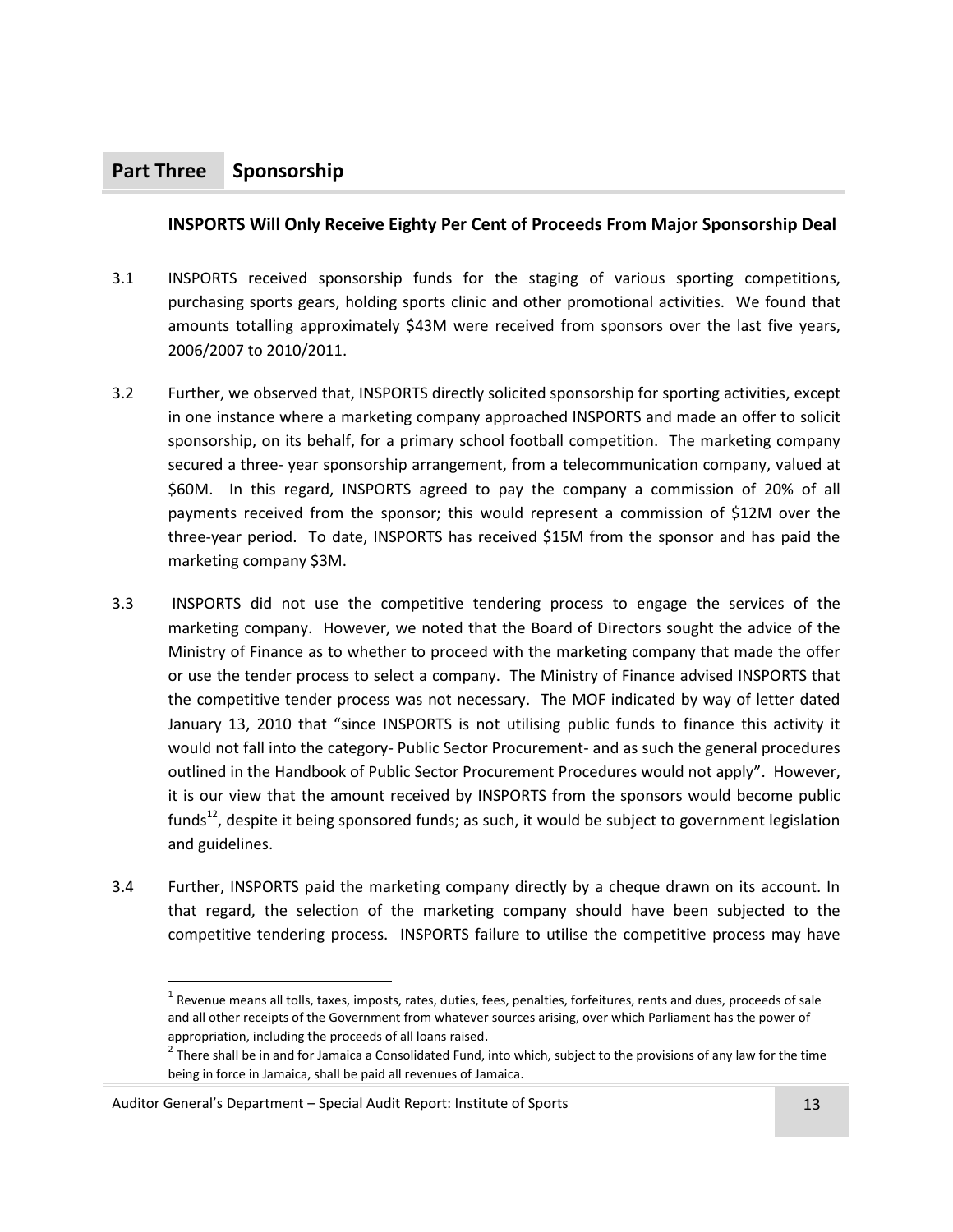## Part Three Sponsorship

**INSPORTS Will Only Receive Eighty Per Cent of Proceeds From Major Sponsorship Deal**

3.1 INSPORTS received sponsorship funds for the staging of various sporting competitions, purchasing sports gears, holding sports clinic and other promotional activities. We found that amounts totalling approximately $43M were received from sponsors over the last five years, 2006/2007 to 2010/2011.

3.2 Further, we observed that, INSPORTS directly solicited sponsorship for sporting activities, except in one instance where a marketing company approached INSPORTS and made an offer to solicit sponsorship, on its behalf, for a primary school football competition. The marketing company secured a three- year sponsorship arrangement, from a telecommunication company, valued at $60M. In this regard, INSPORTS agreed to pay the company a commission of 20% of all payments received from the sponsor; this would represent a commission of $12M over the three-year period. To date, INSPORTS has received $15M from the sponsor and has paid the marketing company $3M.

3.3 INSPORTS did not use the competitive tendering process to engage the services of the marketing company. However, we noted that the Board of Directors sought the advice of the Ministry of Finance as to whether to proceed with the marketing company that made the offer or use the tender process to select a company. The Ministry of Finance advised INSPORTS that the competitive tender process was not necessary. The MOF indicated by way of letter dated January 13, 2010 that "since INSPORTS is not utilising public funds to finance this activity it would not fall into the category- Public Sector Procurement- and as such the general procedures outlined in the Handbook of Public Sector Procurement Procedures would not apply". However, it is our view that the amount received by INSPORTS from the sponsors would become public funds[12], despite it being sponsored funds; as such, it would be subject to government legislation and guidelines.

3.4 Further, INSPORTS paid the marketing company directly by a cheque drawn on its account. In that regard, the selection of the marketing company should have been subjected to the competitive tendering process. INSPORTS failure to utilise the competitive process may have

---

[1] Revenue means all tolls, taxes, imposts, rates, duties, fees, penalties, forfeitures, rents and dues, proceeds of sale and all other receipts of the Government from whatever sources arising, over which Parliament has the power of appropriation, including the proceeds of all loans raised.

[2] There shall be in and for Jamaica a Consolidated Fund, into which, subject to the provisions of any law for the time being in force in Jamaica, shall be paid all revenues of Jamaica.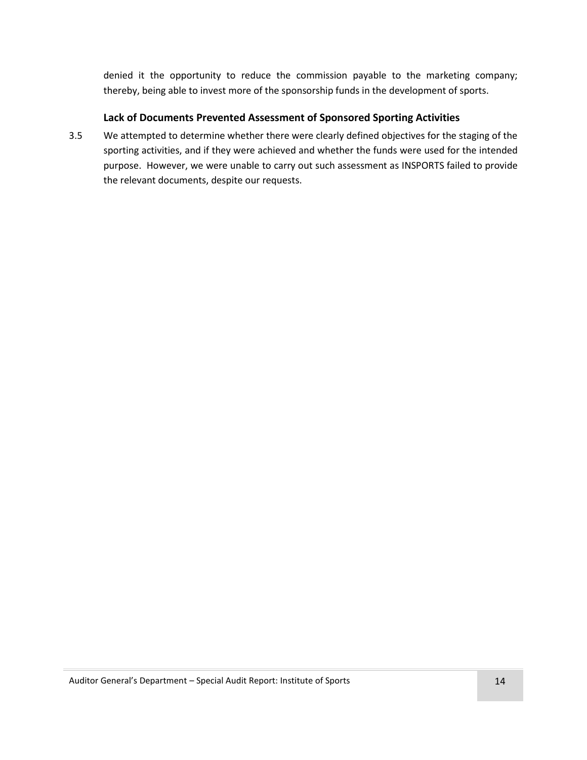denied it the opportunity to reduce the commission payable to the marketing company; thereby, being able to invest more of the sponsorship funds in the development of sports.

**Lack of Documents Prevented Assessment of Sponsored Sporting Activities**

3.5 We attempted to determine whether there were clearly defined objectives for the staging of the sporting activities, and if they were achieved and whether the funds were used for the intended purpose. However, we were unable to carry out such assessment as INSPORTS failed to provide the relevant documents, despite our requests.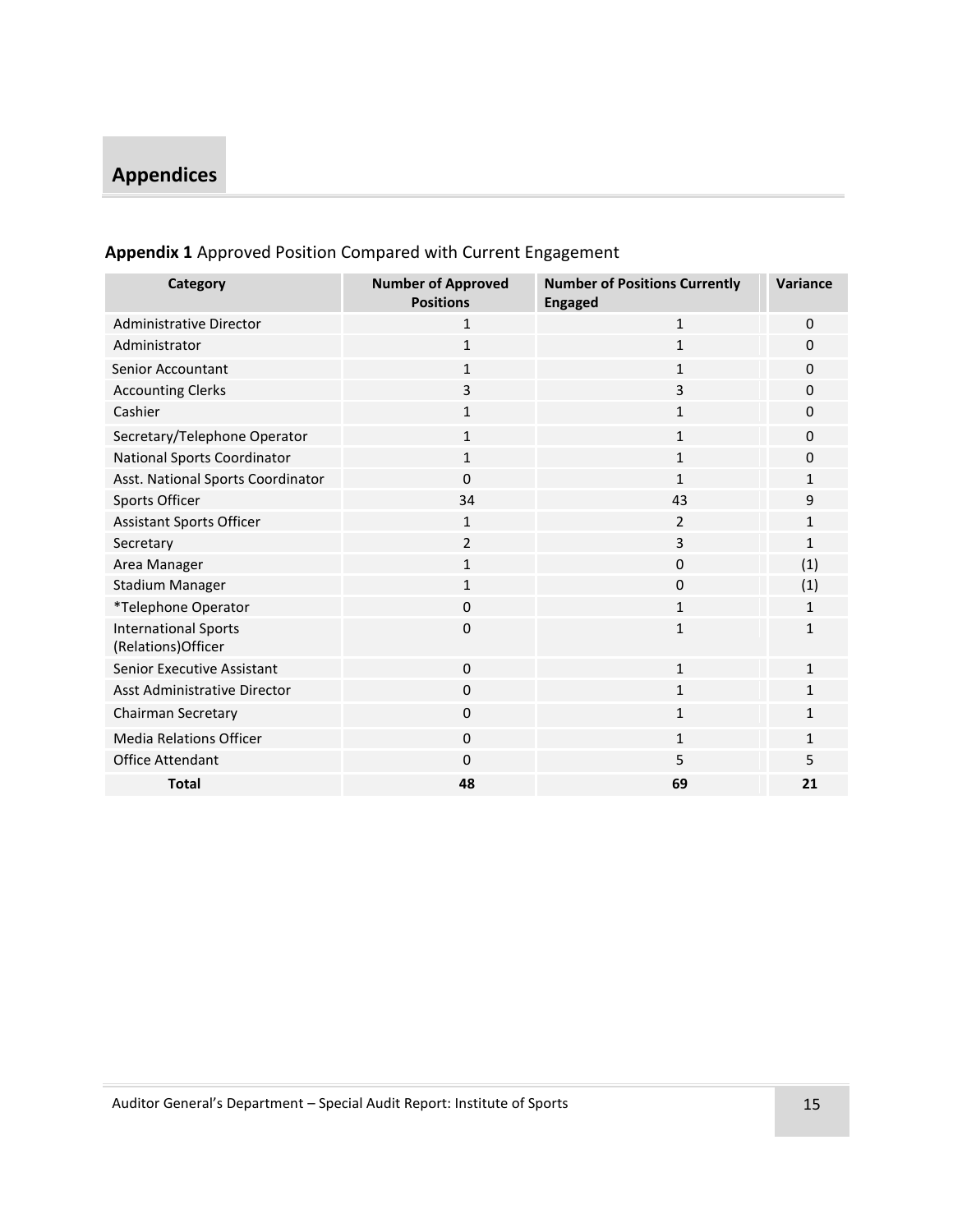## Appendices

**Appendix 1** Approved Position Compared with Current Engagement

| Category | Number of Approved Positions | Number of Positions Currently Engaged | Variance |
|---|---|---|---|
| Administrative Director | 1 | 1 | 0 |
| Administrator | 1 | 1 | 0 |
| Senior Accountant | 1 | 1 | 0 |
| Accounting Clerks | 3 | 3 | 0 |
| Cashier | 1 | 1 | 0 |
| Secretary/Telephone Operator | 1 | 1 | 0 |
| National Sports Coordinator | 1 | 1 | 0 |
| Asst. National Sports Coordinator | 0 | 1 | 1 |
| Sports Officer | 34 | 43 | 9 |
| Assistant Sports Officer | 1 | 2 | 1 |
| Secretary | 2 | 3 | 1 |
| Area Manager | 1 | 0 | (1) |
| Stadium Manager | 1 | 0 | (1) |
| *Telephone Operator | 0 | 1 | 1 |
| International Sports (Relations)Officer | 0 | 1 | 1 |
| Senior Executive Assistant | 0 | 1 | 1 |
| Asst Administrative Director | 0 | 1 | 1 |
| Chairman Secretary | 0 | 1 | 1 |
| Media Relations Officer | 0 | 1 | 1 |
| Office Attendant | 0 | 5 | 5 |
| **Total** | **48** | **69** | **21** |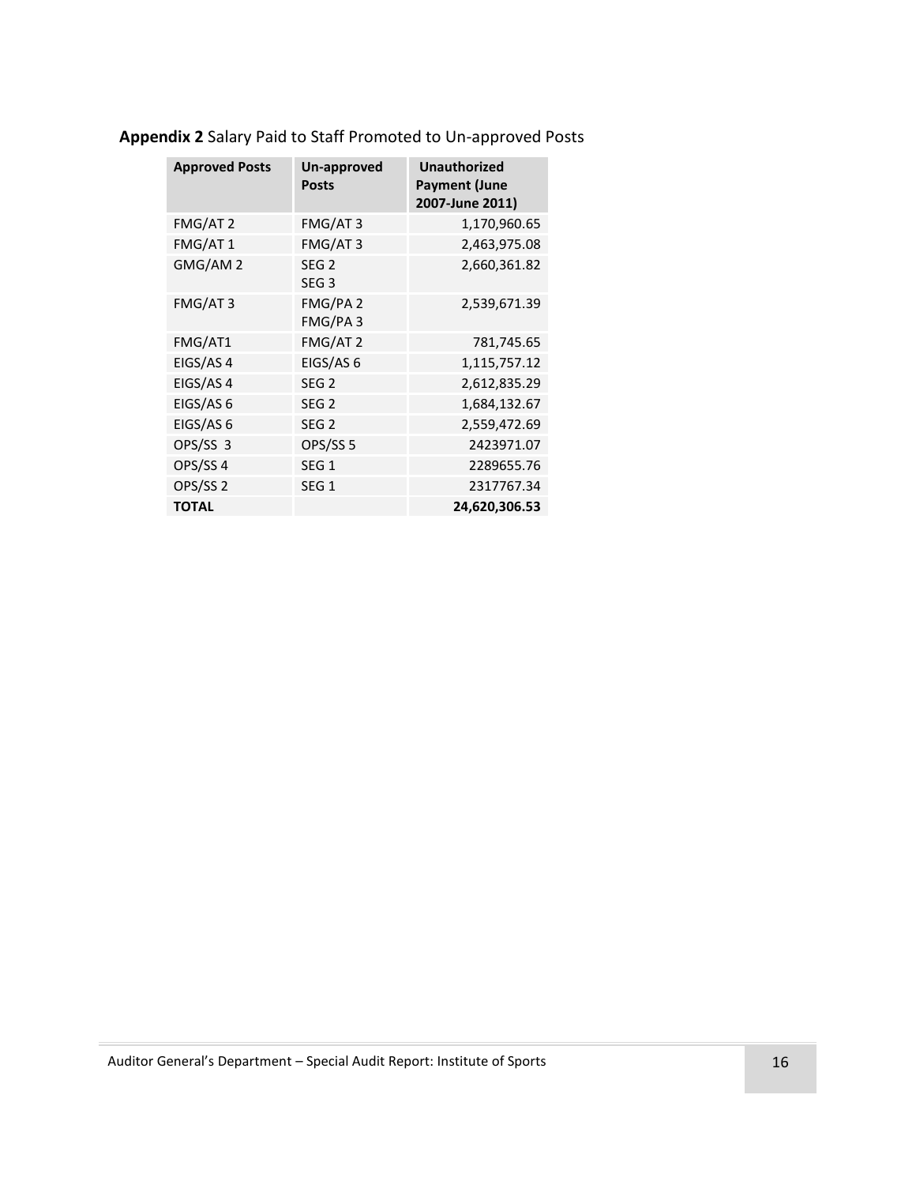**Appendix 2** Salary Paid to Staff Promoted to Un-approved Posts

| Approved Posts | Un-approved Posts | Unauthorized Payment (June 2007-June 2011) |
|---|---|---|
| FMG/AT 2 | FMG/AT 3 | 1,170,960.65 |
| FMG/AT 1 | FMG/AT 3 | 2,463,975.08 |
| GMG/AM 2 | SEG 2<br>SEG 3 | 2,660,361.82 |
| FMG/AT 3 | FMG/PA 2<br>FMG/PA 3 | 2,539,671.39 |
| FMG/AT1 | FMG/AT 2 | 781,745.65 |
| EIGS/AS 4 | EIGS/AS 6 | 1,115,757.12 |
| EIGS/AS 4 | SEG 2 | 2,612,835.29 |
| EIGS/AS 6 | SEG 2 | 1,684,132.67 |
| EIGS/AS 6 | SEG 2 | 2,559,472.69 |
| OPS/SS 3 | OPS/SS 5 | 2423971.07 |
| OPS/SS 4 | SEG 1 | 2289655.76 |
| OPS/SS 2 | SEG 1 | 2317767.34 |
| **TOTAL** | | **24,620,306.53** |